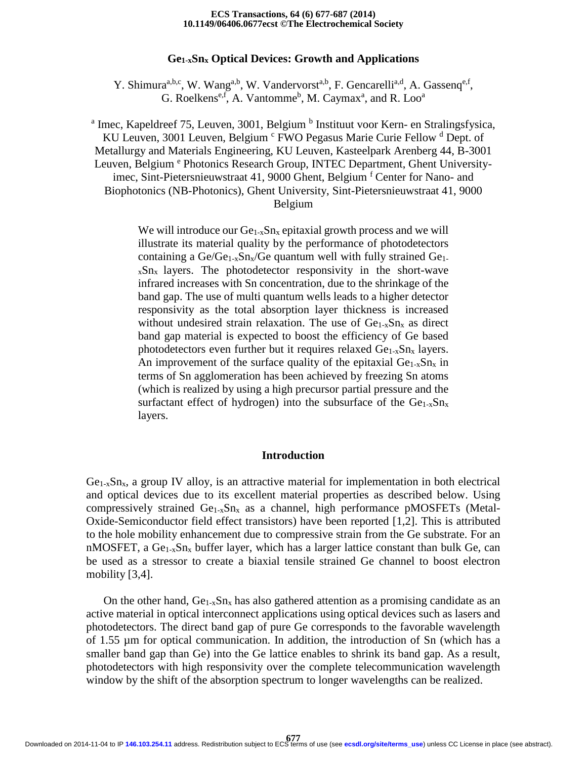# $Ge_{1-x}Sn_x$ Optical Devices: Growth and Applications

Y. Shimura[a,b,c], W. Wang[a,b], W. Vandervorst[a,b], F. Gencarelli[a,d], A. Gassenq[e,f], G. Roelkens[e,f], A. Vantomme[b], M. Caymax[a], and R. Loo[a]

[a] Imec, Kapeldreef 75, Leuven, 3001, Belgium [b] Instituut voor Kern- en Stralingsfysica, KU Leuven, 3001 Leuven, Belgium [c] FWO Pegasus Marie Curie Fellow [d] Dept. of Metallurgy and Materials Engineering, KU Leuven, Kasteelpark Arenberg 44, B-3001 Leuven, Belgium [e] Photonics Research Group, INTEC Department, Ghent University-imec, Sint-Pietersnieuwstraat 41, 9000 Ghent, Belgium [f] Center for Nano- and Biophotonics (NB-Photonics), Ghent University, Sint-Pietersnieuwstraat 41, 9000 Belgium

We will introduce our $Ge_{1-x}Sn_x$ epitaxial growth process and we will illustrate its material quality by the performance of photodetectors containing a $Ge/Ge_{1-x}Sn_x/Ge$ quantum well with fully strained $Ge_{1-x}Sn_x$ layers. The photodetector responsivity in the short-wave infrared increases with Sn concentration, due to the shrinkage of the band gap. The use of multi quantum wells leads to a higher detector responsivity as the total absorption layer thickness is increased without undesired strain relaxation. The use of $Ge_{1-x}Sn_x$ as direct band gap material is expected to boost the efficiency of Ge based photodetectors even further but it requires relaxed $Ge_{1-x}Sn_x$ layers. An improvement of the surface quality of the epitaxial $Ge_{1-x}Sn_x$ in terms of Sn agglomeration has been achieved by freezing Sn atoms (which is realized by using a high precursor partial pressure and the surfactant effect of hydrogen) into the subsurface of the $Ge_{1-x}Sn_x$ layers.

## Introduction

$Ge_{1-x}Sn_x$, a group IV alloy, is an attractive material for implementation in both electrical and optical devices due to its excellent material properties as described below. Using compressively strained $Ge_{1-x}Sn_x$ as a channel, high performance pMOSFETs (Metal-Oxide-Semiconductor field effect transistors) have been reported [1,2]. This is attributed to the hole mobility enhancement due to compressive strain from the Ge substrate. For an nMOSFET, a $Ge_{1-x}Sn_x$ buffer layer, which has a larger lattice constant than bulk Ge, can be used as a stressor to create a biaxial tensile strained Ge channel to boost electron mobility [3,4].

On the other hand, $Ge_{1-x}Sn_x$ has also gathered attention as a promising candidate as an active material in optical interconnect applications using optical devices such as lasers and photodetectors. The direct band gap of pure Ge corresponds to the favorable wavelength of 1.55 µm for optical communication. In addition, the introduction of Sn (which has a smaller band gap than Ge) into the Ge lattice enables to shrink its band gap. As a result, photodetectors with high responsivity over the complete telecommunication wavelength window by the shift of the absorption spectrum to longer wavelengths can be realized.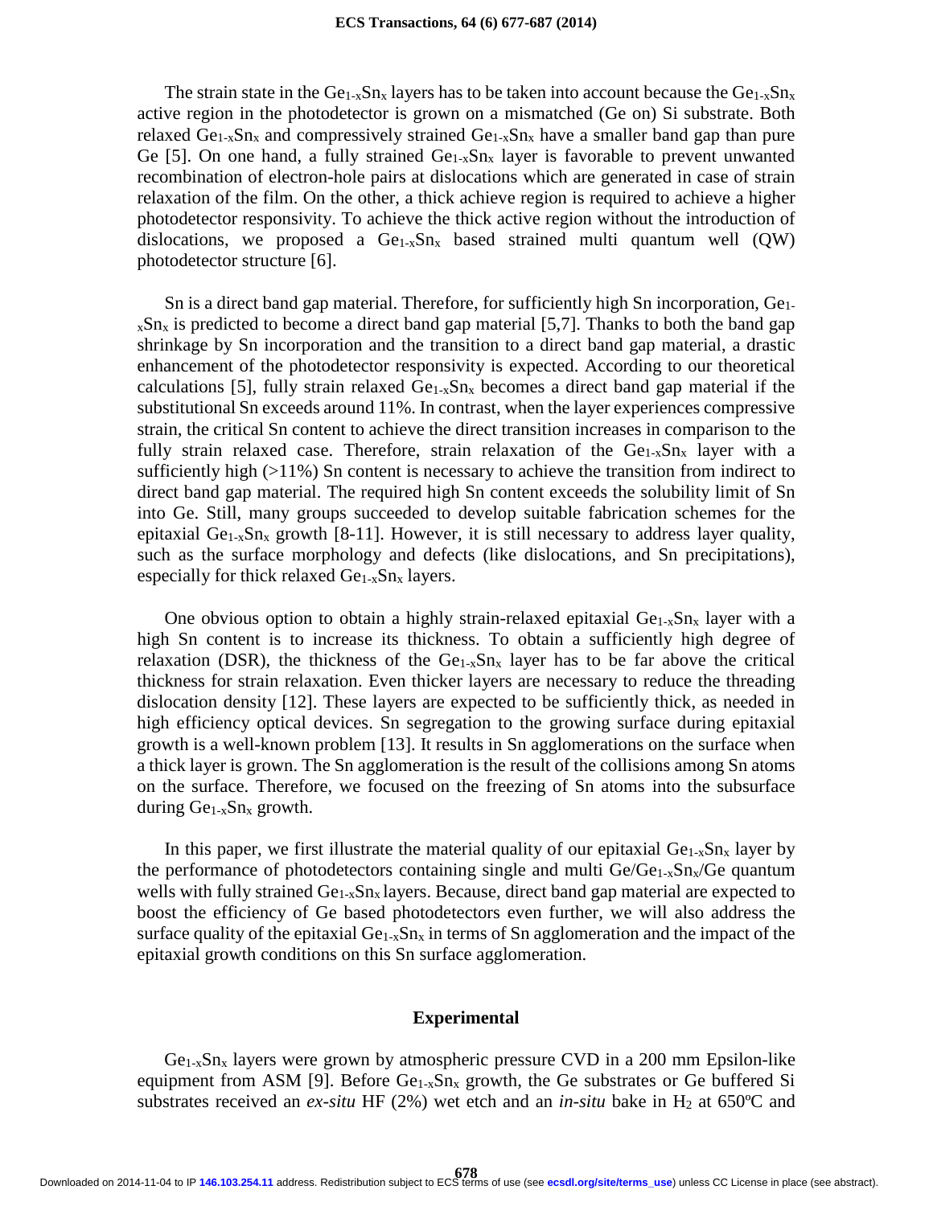The strain state in the $Ge_{1-x}Sn_x$ layers has to be taken into account because the $Ge_{1-x}Sn_x$ active region in the photodetector is grown on a mismatched (Ge on) Si substrate. Both relaxed $Ge_{1-x}Sn_x$ and compressively strained $Ge_{1-x}Sn_x$ have a smaller band gap than pure Ge [5]. On one hand, a fully strained $Ge_{1-x}Sn_x$ layer is favorable to prevent unwanted recombination of electron-hole pairs at dislocations which are generated in case of strain relaxation of the film. On the other, a thick achieve region is required to achieve a higher photodetector responsivity. To achieve the thick active region without the introduction of dislocations, we proposed a $Ge_{1-x}Sn_x$ based strained multi quantum well (QW) photodetector structure [6].

Sn is a direct band gap material. Therefore, for sufficiently high Sn incorporation, $Ge_{1-x}Sn_x$ is predicted to become a direct band gap material [5,7]. Thanks to both the band gap shrinkage by Sn incorporation and the transition to a direct band gap material, a drastic enhancement of the photodetector responsivity is expected. According to our theoretical calculations [5], fully strain relaxed $Ge_{1-x}Sn_x$ becomes a direct band gap material if the substitutional Sn exceeds around 11%. In contrast, when the layer experiences compressive strain, the critical Sn content to achieve the direct transition increases in comparison to the fully strain relaxed case. Therefore, strain relaxation of the $Ge_{1-x}Sn_x$ layer with a sufficiently high (>11%) Sn content is necessary to achieve the transition from indirect to direct band gap material. The required high Sn content exceeds the solubility limit of Sn into Ge. Still, many groups succeeded to develop suitable fabrication schemes for the epitaxial $Ge_{1-x}Sn_x$ growth [8-11]. However, it is still necessary to address layer quality, such as the surface morphology and defects (like dislocations, and Sn precipitations), especially for thick relaxed $Ge_{1-x}Sn_x$ layers.

One obvious option to obtain a highly strain-relaxed epitaxial $Ge_{1-x}Sn_x$ layer with a high Sn content is to increase its thickness. To obtain a sufficiently high degree of relaxation (DSR), the thickness of the $Ge_{1-x}Sn_x$ layer has to be far above the critical thickness for strain relaxation. Even thicker layers are necessary to reduce the threading dislocation density [12]. These layers are expected to be sufficiently thick, as needed in high efficiency optical devices. Sn segregation to the growing surface during epitaxial growth is a well-known problem [13]. It results in Sn agglomerations on the surface when a thick layer is grown. The Sn agglomeration is the result of the collisions among Sn atoms on the surface. Therefore, we focused on the freezing of Sn atoms into the subsurface during $Ge_{1-x}Sn_x$ growth.

In this paper, we first illustrate the material quality of our epitaxial $Ge_{1-x}Sn_x$ layer by the performance of photodetectors containing single and multi $Ge/Ge_{1-x}Sn_x/Ge$ quantum wells with fully strained $Ge_{1-x}Sn_x$ layers. Because, direct band gap material are expected to boost the efficiency of Ge based photodetectors even further, we will also address the surface quality of the epitaxial $Ge_{1-x}Sn_x$ in terms of Sn agglomeration and the impact of the epitaxial growth conditions on this Sn surface agglomeration.

## Experimental

$Ge_{1-x}Sn_x$ layers were grown by atmospheric pressure CVD in a 200 mm Epsilon-like equipment from ASM [9]. Before $Ge_{1-x}Sn_x$ growth, the Ge substrates or Ge buffered Si substrates received an *ex-situ* HF (2%) wet etch and an *in-situ* bake in $H_2$ at 650ºC and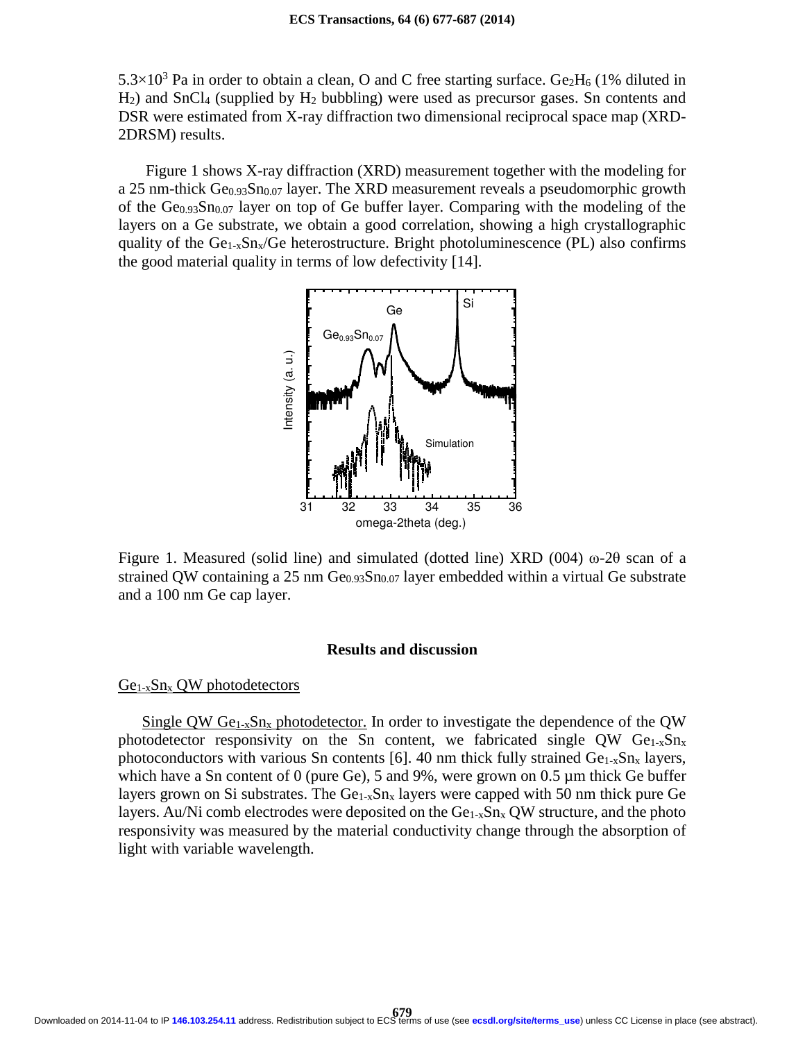$5.3 \times 10^3$ Pa in order to obtain a clean, O and C free starting surface. $Ge_2H_6$ (1% diluted in $H_2$) and $SnCl_4$ (supplied by $H_2$ bubbling) were used as precursor gases. Sn contents and DSR were estimated from X-ray diffraction two dimensional reciprocal space map (XRD-2DRSM) results.

Figure 1 shows X-ray diffraction (XRD) measurement together with the modeling for a 25 nm-thick $Ge_{0.93}Sn_{0.07}$ layer. The XRD measurement reveals a pseudomorphic growth of the $Ge_{0.93}Sn_{0.07}$ layer on top of Ge buffer layer. Comparing with the modeling of the layers on a Ge substrate, we obtain a good correlation, showing a high crystallographic quality of the $Ge_{1-x}Sn_x$/Ge heterostructure. Bright photoluminescence (PL) also confirms the good material quality in terms of low defectivity [14].

Figure 1. Measured (solid line) and simulated (dotted line) XRD (004) ω-2θ scan of a strained QW containing a 25 nm $Ge_{0.93}Sn_{0.07}$ layer embedded within a virtual Ge substrate and a 100 nm Ge cap layer.

## Results and discussion

### $Ge_{1-x}Sn_x$ QW photodetectors

Single QW $Ge_{1-x}Sn_x$ photodetector. In order to investigate the dependence of the QW photodetector responsivity on the Sn content, we fabricated single QW $Ge_{1-x}Sn_x$ photoconductors with various Sn contents [6]. 40 nm thick fully strained $Ge_{1-x}Sn_x$ layers, which have a Sn content of 0 (pure Ge), 5 and 9%, were grown on 0.5 µm thick Ge buffer layers grown on Si substrates. The $Ge_{1-x}Sn_x$ layers were capped with 50 nm thick pure Ge layers. Au/Ni comb electrodes were deposited on the $Ge_{1-x}Sn_x$ QW structure, and the photo responsivity was measured by the material conductivity change through the absorption of light with variable wavelength.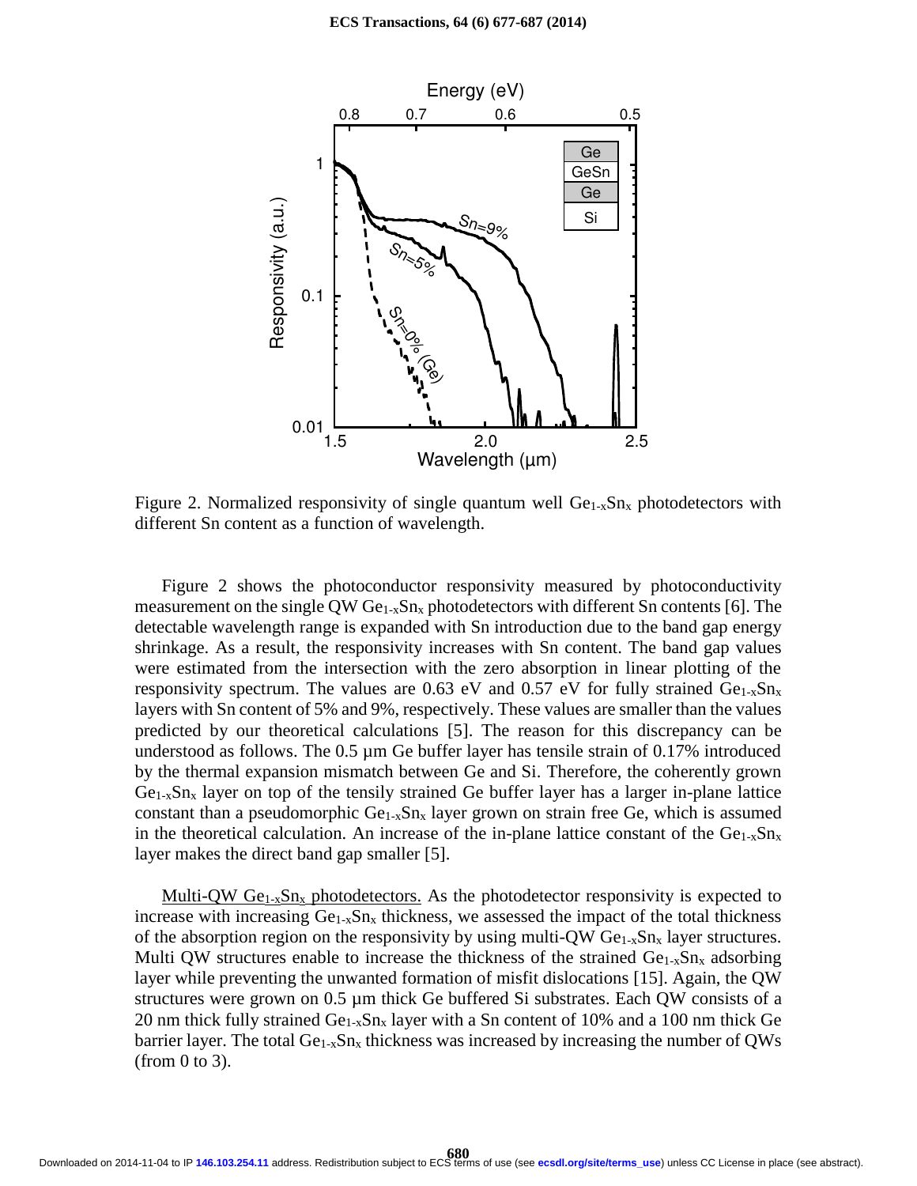Figure 2. Normalized responsivity of single quantum well $Ge_{1-x}Sn_x$ photodetectors with different Sn content as a function of wavelength.

Figure 2 shows the photoconductor responsivity measured by photoconductivity measurement on the single QW $Ge_{1-x}Sn_x$ photodetectors with different Sn contents [6]. The detectable wavelength range is expanded with Sn introduction due to the band gap energy shrinkage. As a result, the responsivity increases with Sn content. The band gap values were estimated from the intersection with the zero absorption in linear plotting of the responsivity spectrum. The values are 0.63 eV and 0.57 eV for fully strained $Ge_{1-x}Sn_x$ layers with Sn content of 5% and 9%, respectively. These values are smaller than the values predicted by our theoretical calculations [5]. The reason for this discrepancy can be understood as follows. The 0.5 µm Ge buffer layer has tensile strain of 0.17% introduced by the thermal expansion mismatch between Ge and Si. Therefore, the coherently grown $Ge_{1-x}Sn_x$ layer on top of the tensily strained Ge buffer layer has a larger in-plane lattice constant than a pseudomorphic $Ge_{1-x}Sn_x$ layer grown on strain free Ge, which is assumed in the theoretical calculation. An increase of the in-plane lattice constant of the $Ge_{1-x}Sn_x$ layer makes the direct band gap smaller [5].

Multi-QW $Ge_{1-x}Sn_x$ photodetectors. As the photodetector responsivity is expected to increase with increasing $Ge_{1-x}Sn_x$ thickness, we assessed the impact of the total thickness of the absorption region on the responsivity by using multi-QW $Ge_{1-x}Sn_x$ layer structures. Multi QW structures enable to increase the thickness of the strained $Ge_{1-x}Sn_x$ adsorbing layer while preventing the unwanted formation of misfit dislocations [15]. Again, the QW structures were grown on 0.5 µm thick Ge buffered Si substrates. Each QW consists of a 20 nm thick fully strained $Ge_{1-x}Sn_x$ layer with a Sn content of 10% and a 100 nm thick Ge barrier layer. The total $Ge_{1-x}Sn_x$ thickness was increased by increasing the number of QWs (from 0 to 3).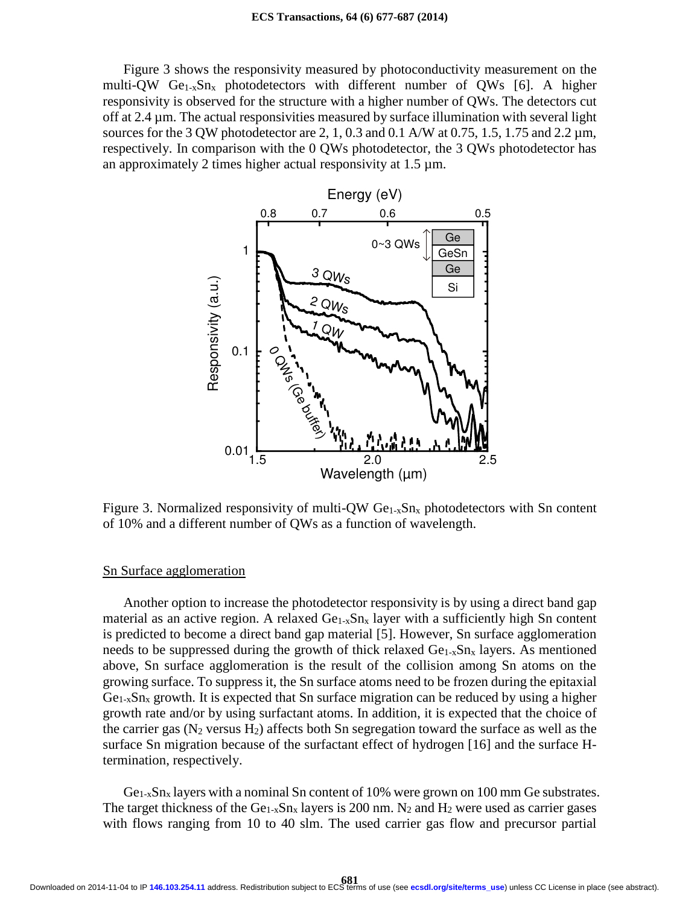Figure 3 shows the responsivity measured by photoconductivity measurement on the multi-QW $Ge_{1-x}Sn_x$ photodetectors with different number of QWs [6]. A higher responsivity is observed for the structure with a higher number of QWs. The detectors cut off at 2.4 µm. The actual responsivities measured by surface illumination with several light sources for the 3 QW photodetector are 2, 1, 0.3 and 0.1 A/W at 0.75, 1.5, 1.75 and 2.2 µm, respectively. In comparison with the 0 QWs photodetector, the 3 QWs photodetector has an approximately 2 times higher actual responsivity at 1.5 µm.

Figure 3. Normalized responsivity of multi-QW $Ge_{1-x}Sn_x$ photodetectors with Sn content of 10% and a different number of QWs as a function of wavelength.

## Sn Surface agglomeration

Another option to increase the photodetector responsivity is by using a direct band gap material as an active region. A relaxed $Ge_{1-x}Sn_x$ layer with a sufficiently high Sn content is predicted to become a direct band gap material [5]. However, Sn surface agglomeration needs to be suppressed during the growth of thick relaxed $Ge_{1-x}Sn_x$ layers. As mentioned above, Sn surface agglomeration is the result of the collision among Sn atoms on the growing surface. To suppress it, the Sn surface atoms need to be frozen during the epitaxial $Ge_{1-x}Sn_x$ growth. It is expected that Sn surface migration can be reduced by using a higher growth rate and/or by using surfactant atoms. In addition, it is expected that the choice of the carrier gas ($N_2$ versus $H_2$) affects both Sn segregation toward the surface as well as the surface Sn migration because of the surfactant effect of hydrogen [16] and the surface H-termination, respectively.

$Ge_{1-x}Sn_x$ layers with a nominal Sn content of 10% were grown on 100 mm Ge substrates. The target thickness of the $Ge_{1-x}Sn_x$ layers is 200 nm. $N_2$ and $H_2$ were used as carrier gases with flows ranging from 10 to 40 slm. The used carrier gas flow and precursor partial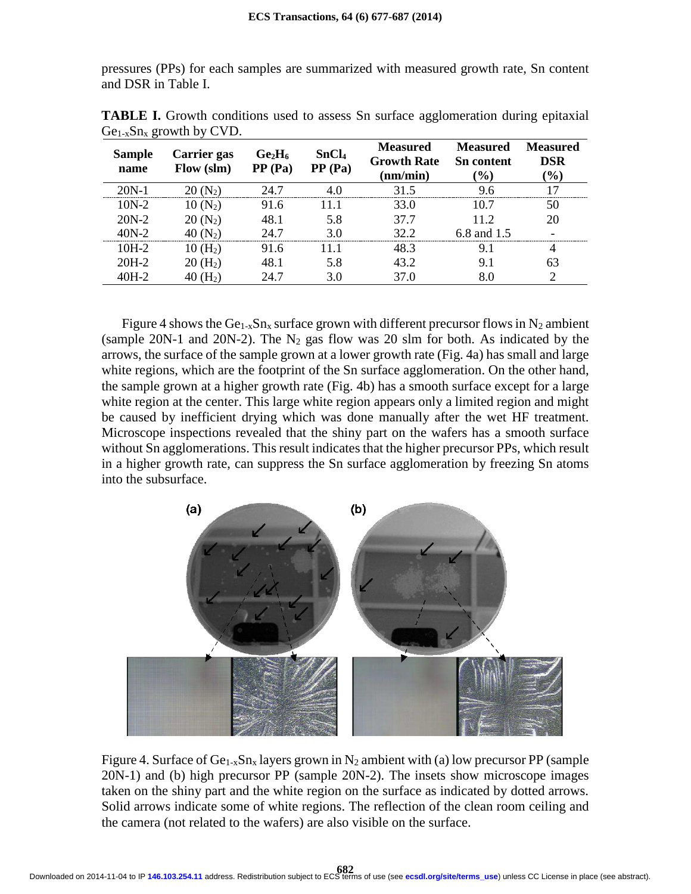pressures (PPs) for each samples are summarized with measured growth rate, Sn content and DSR in Table I.

**TABLE I.** Growth conditions used to assess Sn surface agglomeration during epitaxial $Ge_{1-x}Sn_x$ growth by CVD.

| Sample name | Carrier gas Flow (slm) | $Ge_2H_6$ PP (Pa) | $SnCl_4$ PP (Pa) | Measured Growth Rate (nm/min) | Measured Sn content (%) | Measured DSR (%) |
|---|---|---|---|---|---|---|
| 20N-1 | 20 ($N_2$) | 24.7 | 4.0 | 31.5 | 9.6 | 17 |
| 10N-2 | 10 ($N_2$) | 91.6 | 11.1 | 33.0 | 10.7 | 50 |
| 20N-2 | 20 ($N_2$) | 48.1 | 5.8 | 37.7 | 11.2 | 20 |
| 40N-2 | 40 ($N_2$) | 24.7 | 3.0 | 32.2 | 6.8 and 1.5 | - |
| 10H-2 | 10 ($H_2$) | 91.6 | 11.1 | 48.3 | 9.1 | 4 |
| 20H-2 | 20 ($H_2$) | 48.1 | 5.8 | 43.2 | 9.1 | 63 |
| 40H-2 | 40 ($H_2$) | 24.7 | 3.0 | 37.0 | 8.0 | 2 |

Figure 4 shows the $Ge_{1-x}Sn_x$ surface grown with different precursor flows in $N_2$ ambient (sample 20N-1 and 20N-2). The $N_2$ gas flow was 20 slm for both. As indicated by the arrows, the surface of the sample grown at a lower growth rate (Fig. 4a) has small and large white regions, which are the footprint of the Sn surface agglomeration. On the other hand, the sample grown at a higher growth rate (Fig. 4b) has a smooth surface except for a large white region at the center. This large white region appears only a limited region and might be caused by inefficient drying which was done manually after the wet HF treatment. Microscope inspections revealed that the shiny part on the wafers has a smooth surface without Sn agglomerations. This result indicates that the higher precursor PPs, which result in a higher growth rate, can suppress the Sn surface agglomeration by freezing Sn atoms into the subsurface.

Figure 4. Surface of $Ge_{1-x}Sn_x$ layers grown in $N_2$ ambient with (a) low precursor PP (sample 20N-1) and (b) high precursor PP (sample 20N-2). The insets show microscope images taken on the shiny part and the white region on the surface as indicated by dotted arrows. Solid arrows indicate some of white regions. The reflection of the clean room ceiling and the camera (not related to the wafers) are also visible on the surface.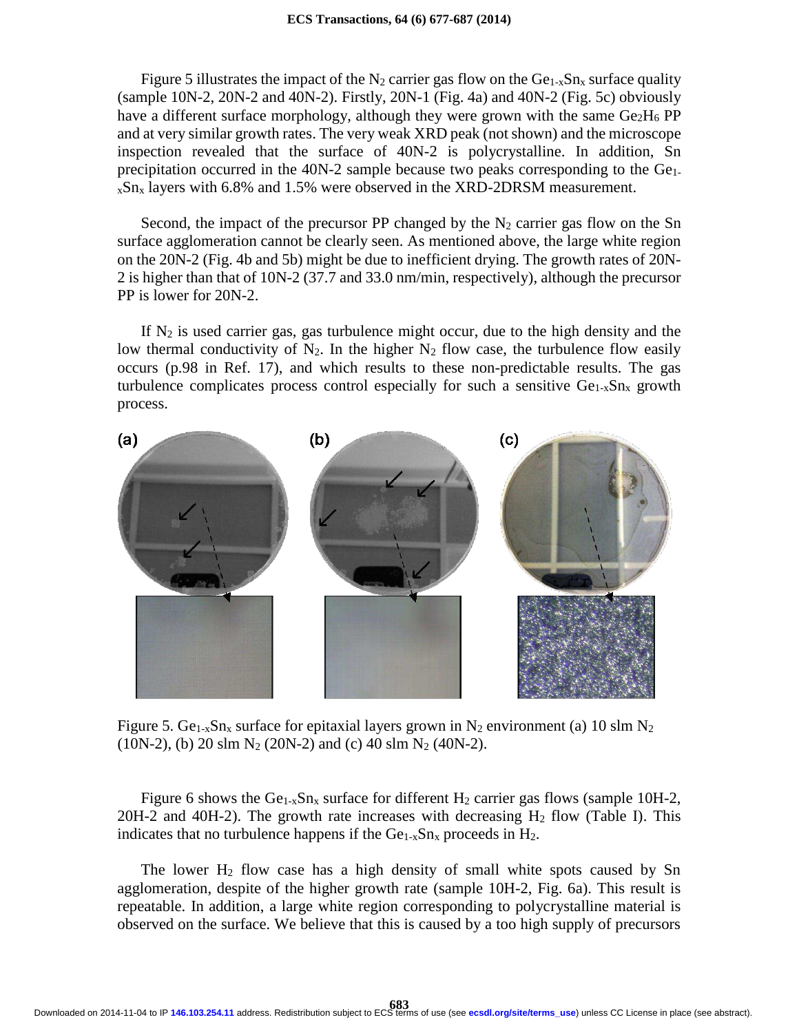Figure 5 illustrates the impact of the $N_2$ carrier gas flow on the $Ge_{1-x}Sn_x$ surface quality (sample 10N-2, 20N-2 and 40N-2). Firstly, 20N-1 (Fig. 4a) and 40N-2 (Fig. 5c) obviously have a different surface morphology, although they were grown with the same $Ge_2H_6$ PP and at very similar growth rates. The very weak XRD peak (not shown) and the microscope inspection revealed that the surface of 40N-2 is polycrystalline. In addition, Sn precipitation occurred in the 40N-2 sample because two peaks corresponding to the $Ge_{1-x}Sn_x$ layers with 6.8% and 1.5% were observed in the XRD-2DRSM measurement.

Second, the impact of the precursor PP changed by the $N_2$ carrier gas flow on the Sn surface agglomeration cannot be clearly seen. As mentioned above, the large white region on the 20N-2 (Fig. 4b and 5b) might be due to inefficient drying. The growth rates of 20N-2 is higher than that of 10N-2 (37.7 and 33.0 nm/min, respectively), although the precursor PP is lower for 20N-2.

If $N_2$ is used carrier gas, gas turbulence might occur, due to the high density and the low thermal conductivity of $N_2$. In the higher $N_2$ flow case, the turbulence flow easily occurs (p.98 in Ref. 17), and which results to these non-predictable results. The gas turbulence complicates process control especially for such a sensitive $Ge_{1-x}Sn_x$ growth process.

Figure 5. $Ge_{1-x}Sn_x$ surface for epitaxial layers grown in $N_2$ environment (a) 10 slm $N_2$ (10N-2), (b) 20 slm $N_2$ (20N-2) and (c) 40 slm $N_2$ (40N-2).

Figure 6 shows the $Ge_{1-x}Sn_x$ surface for different $H_2$ carrier gas flows (sample 10H-2, 20H-2 and 40H-2). The growth rate increases with decreasing $H_2$ flow (Table I). This indicates that no turbulence happens if the $Ge_{1-x}Sn_x$ proceeds in $H_2$.

The lower $H_2$ flow case has a high density of small white spots caused by Sn agglomeration, despite of the higher growth rate (sample 10H-2, Fig. 6a). This result is repeatable. In addition, a large white region corresponding to polycrystalline material is observed on the surface. We believe that this is caused by a too high supply of precursors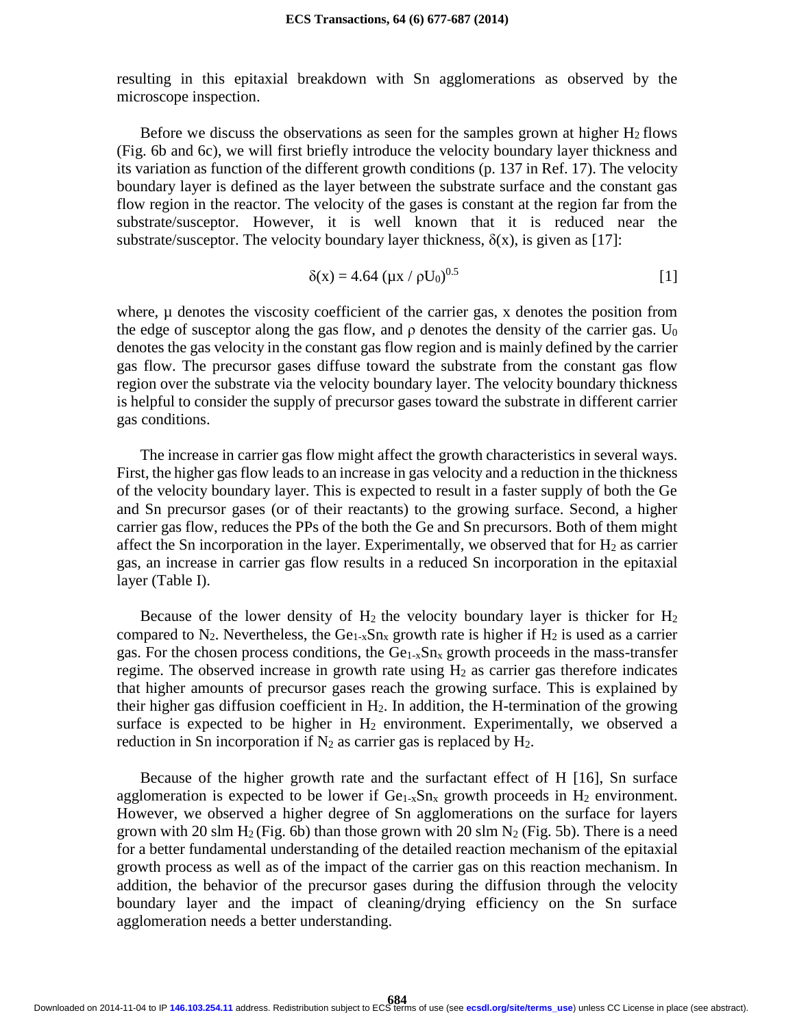resulting in this epitaxial breakdown with Sn agglomerations as observed by the microscope inspection.

Before we discuss the observations as seen for the samples grown at higher $H_2$ flows (Fig. 6b and 6c), we will first briefly introduce the velocity boundary layer thickness and its variation as function of the different growth conditions (p. 137 in Ref. 17). The velocity boundary layer is defined as the layer between the substrate surface and the constant gas flow region in the reactor. The velocity of the gases is constant at the region far from the substrate/susceptor. However, it is well known that it is reduced near the substrate/susceptor. The velocity boundary layer thickness, $\delta(x)$, is given as [17]:

$$\delta(x) = 4.64\,(\mu x / \rho U_0)^{0.5} \qquad [1]$$

where, $\mu$ denotes the viscosity coefficient of the carrier gas, x denotes the position from the edge of susceptor along the gas flow, and $\rho$ denotes the density of the carrier gas. $U_0$ denotes the gas velocity in the constant gas flow region and is mainly defined by the carrier gas flow. The precursor gases diffuse toward the substrate from the constant gas flow region over the substrate via the velocity boundary layer. The velocity boundary thickness is helpful to consider the supply of precursor gases toward the substrate in different carrier gas conditions.

The increase in carrier gas flow might affect the growth characteristics in several ways. First, the higher gas flow leads to an increase in gas velocity and a reduction in the thickness of the velocity boundary layer. This is expected to result in a faster supply of both the Ge and Sn precursor gases (or of their reactants) to the growing surface. Second, a higher carrier gas flow, reduces the PPs of the both the Ge and Sn precursors. Both of them might affect the Sn incorporation in the layer. Experimentally, we observed that for $H_2$ as carrier gas, an increase in carrier gas flow results in a reduced Sn incorporation in the epitaxial layer (Table I).

Because of the lower density of $H_2$ the velocity boundary layer is thicker for $H_2$ compared to $N_2$. Nevertheless, the $Ge_{1-x}Sn_x$ growth rate is higher if $H_2$ is used as a carrier gas. For the chosen process conditions, the $Ge_{1-x}Sn_x$ growth proceeds in the mass-transfer regime. The observed increase in growth rate using $H_2$ as carrier gas therefore indicates that higher amounts of precursor gases reach the growing surface. This is explained by their higher gas diffusion coefficient in $H_2$. In addition, the H-termination of the growing surface is expected to be higher in $H_2$ environment. Experimentally, we observed a reduction in Sn incorporation if $N_2$ as carrier gas is replaced by $H_2$.

Because of the higher growth rate and the surfactant effect of H [16], Sn surface agglomeration is expected to be lower if $Ge_{1-x}Sn_x$ growth proceeds in $H_2$ environment. However, we observed a higher degree of Sn agglomerations on the surface for layers grown with 20 slm $H_2$ (Fig. 6b) than those grown with 20 slm $N_2$ (Fig. 5b). There is a need for a better fundamental understanding of the detailed reaction mechanism of the epitaxial growth process as well as of the impact of the carrier gas on this reaction mechanism. In addition, the behavior of the precursor gases during the diffusion through the velocity boundary layer and the impact of cleaning/drying efficiency on the Sn surface agglomeration needs a better understanding.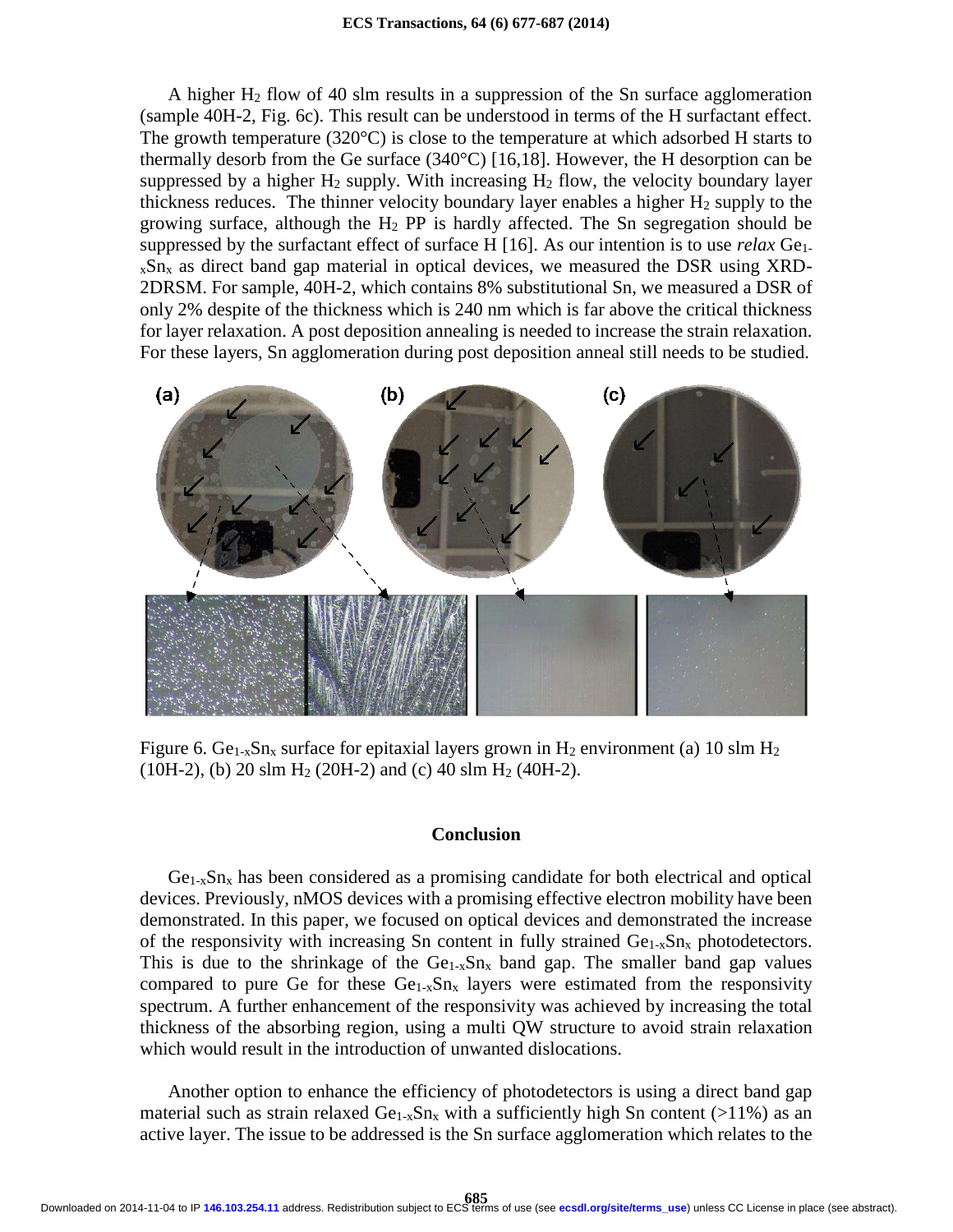A higher $H_2$ flow of 40 slm results in a suppression of the Sn surface agglomeration (sample 40H-2, Fig. 6c). This result can be understood in terms of the H surfactant effect. The growth temperature (320°C) is close to the temperature at which adsorbed H starts to thermally desorb from the Ge surface (340°C) [16,18]. However, the H desorption can be suppressed by a higher $H_2$ supply. With increasing $H_2$ flow, the velocity boundary layer thickness reduces. The thinner velocity boundary layer enables a higher $H_2$ supply to the growing surface, although the $H_2$ PP is hardly affected. The Sn segregation should be suppressed by the surfactant effect of surface H [16]. As our intention is to use *relax* $Ge_{1-x}Sn_x$ as direct band gap material in optical devices, we measured the DSR using XRD-2DRSM. For sample, 40H-2, which contains 8% substitutional Sn, we measured a DSR of only 2% despite of the thickness which is 240 nm which is far above the critical thickness for layer relaxation. A post deposition annealing is needed to increase the strain relaxation. For these layers, Sn agglomeration during post deposition anneal still needs to be studied.

Figure 6. $Ge_{1-x}Sn_x$ surface for epitaxial layers grown in $H_2$ environment (a) 10 slm $H_2$ (10H-2), (b) 20 slm $H_2$ (20H-2) and (c) 40 slm $H_2$ (40H-2).

## Conclusion

$Ge_{1-x}Sn_x$ has been considered as a promising candidate for both electrical and optical devices. Previously, nMOS devices with a promising effective electron mobility have been demonstrated. In this paper, we focused on optical devices and demonstrated the increase of the responsivity with increasing Sn content in fully strained $Ge_{1-x}Sn_x$ photodetectors. This is due to the shrinkage of the $Ge_{1-x}Sn_x$ band gap. The smaller band gap values compared to pure Ge for these $Ge_{1-x}Sn_x$ layers were estimated from the responsivity spectrum. A further enhancement of the responsivity was achieved by increasing the total thickness of the absorbing region, using a multi QW structure to avoid strain relaxation which would result in the introduction of unwanted dislocations.

Another option to enhance the efficiency of photodetectors is using a direct band gap material such as strain relaxed $Ge_{1-x}Sn_x$ with a sufficiently high Sn content (>11%) as an active layer. The issue to be addressed is the Sn surface agglomeration which relates to the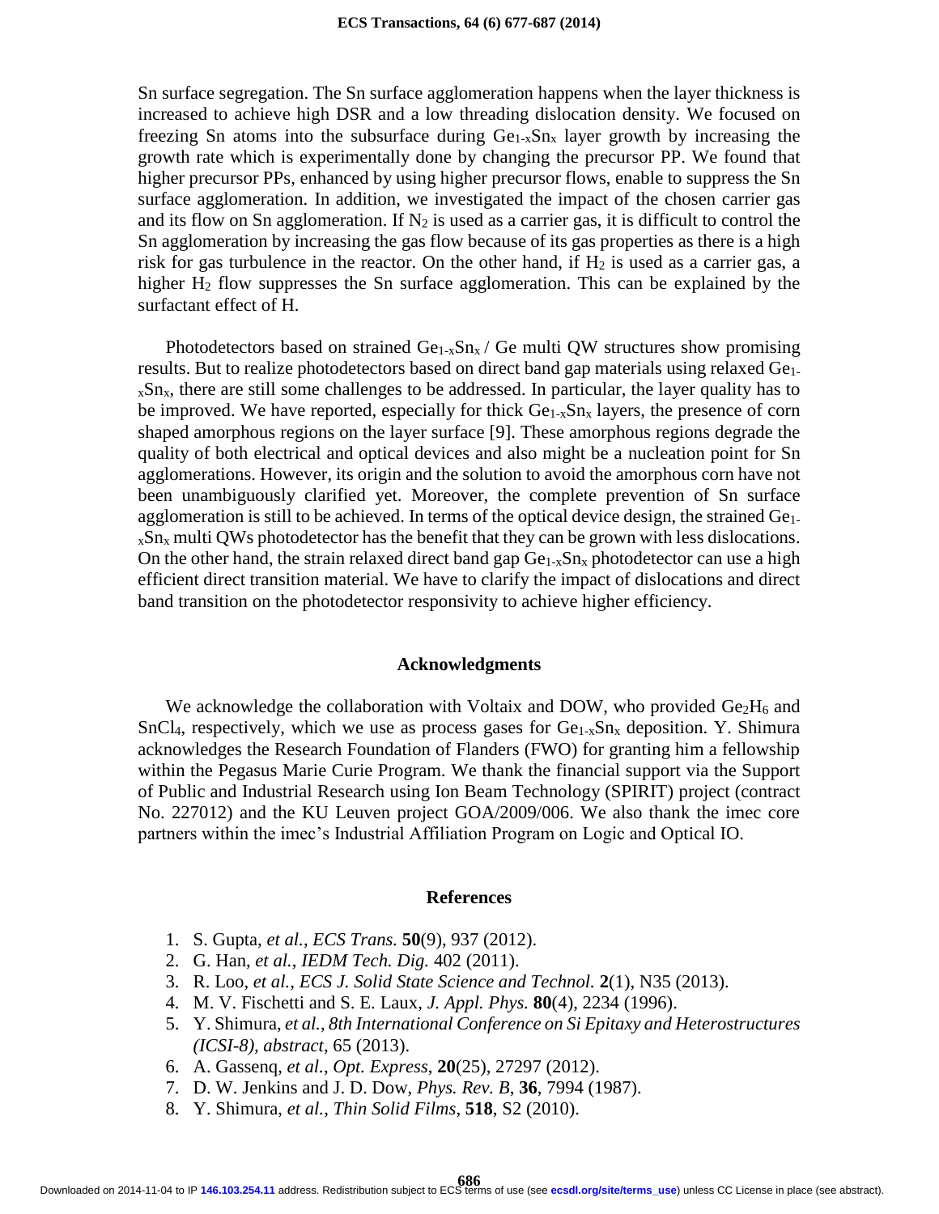Sn surface segregation. The Sn surface agglomeration happens when the layer thickness is increased to achieve high DSR and a low threading dislocation density. We focused on freezing Sn atoms into the subsurface during $Ge_{1-x}Sn_x$ layer growth by increasing the growth rate which is experimentally done by changing the precursor PP. We found that higher precursor PPs, enhanced by using higher precursor flows, enable to suppress the Sn surface agglomeration. In addition, we investigated the impact of the chosen carrier gas and its flow on Sn agglomeration. If $N_2$ is used as a carrier gas, it is difficult to control the Sn agglomeration by increasing the gas flow because of its gas properties as there is a high risk for gas turbulence in the reactor. On the other hand, if $H_2$ is used as a carrier gas, a higher $H_2$ flow suppresses the Sn surface agglomeration. This can be explained by the surfactant effect of H.

Photodetectors based on strained $Ge_{1-x}Sn_x$ / Ge multi QW structures show promising results. But to realize photodetectors based on direct band gap materials using relaxed $Ge_{1-x}Sn_x$, there are still some challenges to be addressed. In particular, the layer quality has to be improved. We have reported, especially for thick $Ge_{1-x}Sn_x$ layers, the presence of corn shaped amorphous regions on the layer surface [9]. These amorphous regions degrade the quality of both electrical and optical devices and also might be a nucleation point for Sn agglomerations. However, its origin and the solution to avoid the amorphous corn have not been unambiguously clarified yet. Moreover, the complete prevention of Sn surface agglomeration is still to be achieved. In terms of the optical device design, the strained $Ge_{1-x}Sn_x$ multi QWs photodetector has the benefit that they can be grown with less dislocations. On the other hand, the strain relaxed direct band gap $Ge_{1-x}Sn_x$ photodetector can use a high efficient direct transition material. We have to clarify the impact of dislocations and direct band transition on the photodetector responsivity to achieve higher efficiency.

## Acknowledgments

We acknowledge the collaboration with Voltaix and DOW, who provided $Ge_2H_6$ and $SnCl_4$, respectively, which we use as process gases for $Ge_{1-x}Sn_x$ deposition. Y. Shimura acknowledges the Research Foundation of Flanders (FWO) for granting him a fellowship within the Pegasus Marie Curie Program. We thank the financial support via the Support of Public and Industrial Research using Ion Beam Technology (SPIRIT) project (contract No. 227012) and the KU Leuven project GOA/2009/006. We also thank the imec core partners within the imec's Industrial Affiliation Program on Logic and Optical IO.

## References

1. S. Gupta, *et al.*, *ECS Trans.* **50**(9), 937 (2012).
2. G. Han, *et al.*, *IEDM Tech. Dig.* 402 (2011).
3. R. Loo, *et al.*, *ECS J. Solid State Science and Technol.* **2**(1), N35 (2013).
4. M. V. Fischetti and S. E. Laux, *J. Appl. Phys.* **80**(4), 2234 (1996).
5. Y. Shimura, *et al.*, *8th International Conference on Si Epitaxy and Heterostructures (ICSI-8), abstract*, 65 (2013).
6. A. Gassenq, *et al.*, *Opt. Express*, **20**(25), 27297 (2012).
7. D. W. Jenkins and J. D. Dow, *Phys. Rev. B*, **36**, 7994 (1987).
8. Y. Shimura, *et al.*, *Thin Solid Films*, **518**, S2 (2010).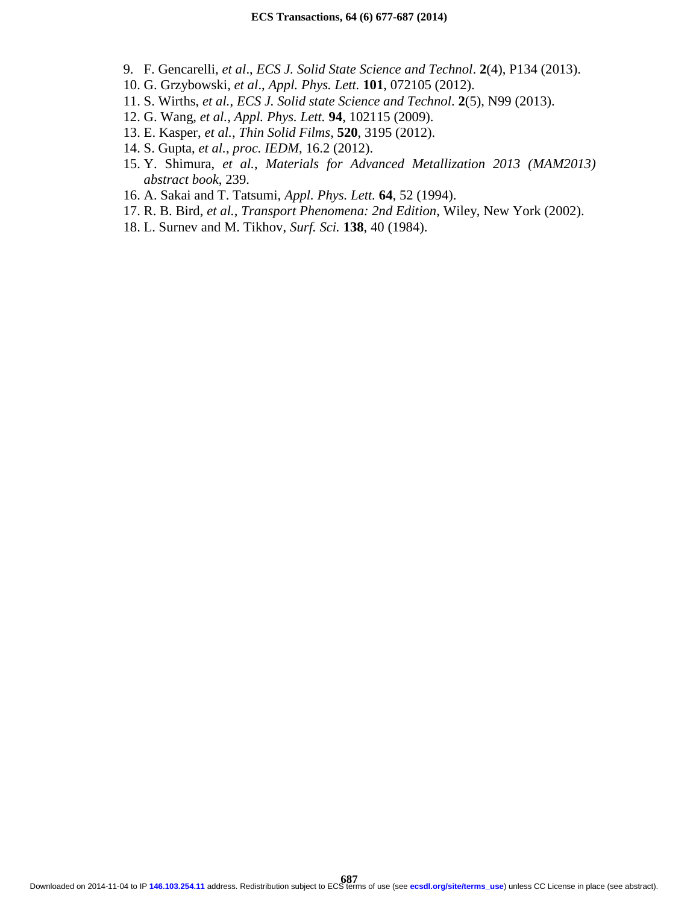9. F. Gencarelli, *et al*., *ECS J. Solid State Science and Technol*. **2**(4), P134 (2013).
10. G. Grzybowski, *et al*., *Appl. Phys. Lett.* **101**, 072105 (2012).
11. S. Wirths, *et al.*, *ECS J. Solid state Science and Technol*. **2**(5), N99 (2013).
12. G. Wang, *et al.*, *Appl. Phys. Lett.* **94**, 102115 (2009).
13. E. Kasper, *et al.*, *Thin Solid Films*, **520**, 3195 (2012).
14. S. Gupta, *et al.*, *proc. IEDM*, 16.2 (2012).
15. Y. Shimura, *et al.*, *Materials for Advanced Metallization 2013 (MAM2013) abstract book*, 239.
16. A. Sakai and T. Tatsumi, *Appl. Phys. Lett.* **64**, 52 (1994).
17. R. B. Bird, *et al.*, *Transport Phenomena: 2nd Edition*, Wiley, New York (2002).
18. L. Surnev and M. Tikhov, *Surf. Sci.* **138**, 40 (1984).